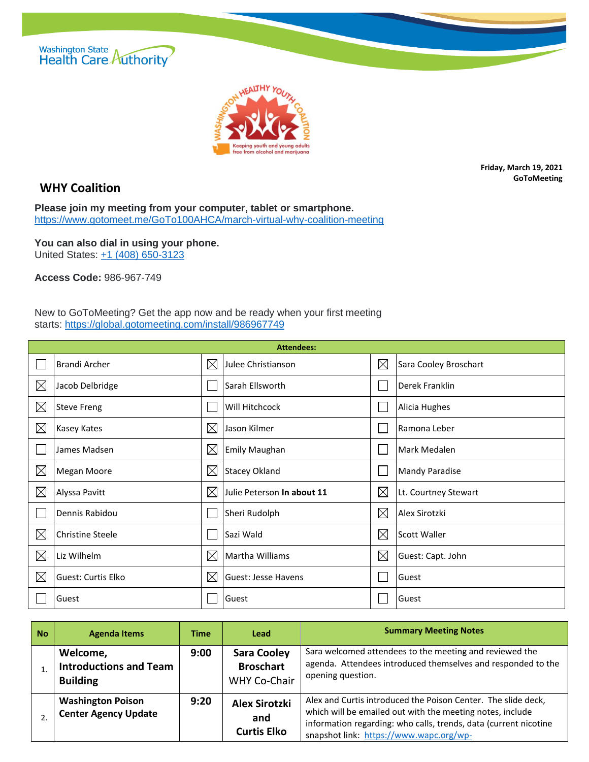Friday, March 19, 2021
GoToMeeting

# WHY Coalition

**Please join my meeting from your computer, tablet or smartphone.**
https://www.gotomeet.me/GoTo100AHCA/march-virtual-why-coalition-meeting

**You can also dial in using your phone.**
United States: +1 (408) 650-3123

**Access Code:** 986-967-749

New to GoToMeeting? Get the app now and be ready when your first meeting starts: https://global.gotomeeting.com/install/986967749

| Attendees: | | | | | |
|---|---|---|---|---|---|
| ☐ | Brandi Archer | ☒ | Julee Christianson | ☒ | Sara Cooley Broschart |
| ☒ | Jacob Delbridge | ☐ | Sarah Ellsworth | ☐ | Derek Franklin |
| ☒ | Steve Freng | ☐ | Will Hitchcock | ☐ | Alicia Hughes |
| ☒ | Kasey Kates | ☒ | Jason Kilmer | ☐ | Ramona Leber |
| ☐ | James Madsen | ☒ | Emily Maughan | ☐ | Mark Medalen |
| ☒ | Megan Moore | ☒ | Stacey Okland | ☐ | Mandy Paradise |
| ☒ | Alyssa Pavitt | ☒ | Julie Peterson **In about 11** | ☒ | Lt. Courtney Stewart |
| ☐ | Dennis Rabidou | ☐ | Sheri Rudolph | ☒ | Alex Sirotzki |
| ☒ | Christine Steele | ☐ | Sazi Wald | ☒ | Scott Waller |
| ☒ | Liz Wilhelm | ☒ | Martha Williams | ☒ | Guest: Capt. John |
| ☒ | Guest: Curtis Elko | ☒ | Guest: Jesse Havens | ☐ | Guest |
| ☐ | Guest | ☐ | Guest | ☐ | Guest |

| No | Agenda Items | Time | Lead | Summary Meeting Notes |
|---|---|---|---|---|
| 1. | **Welcome, Introductions and Team Building** | **9:00** | **Sara Cooley Broschart** WHY Co-Chair | Sara welcomed attendees to the meeting and reviewed the agenda. Attendees introduced themselves and responded to the opening question. |
| 2. | **Washington Poison Center Agency Update** | **9:20** | **Alex Sirotzki and Curtis Elko** | Alex and Curtis introduced the Poison Center. The slide deck, which will be emailed out with the meeting notes, include information regarding: who calls, trends, data (current nicotine snapshot link: https://www.wapc.org/wp- |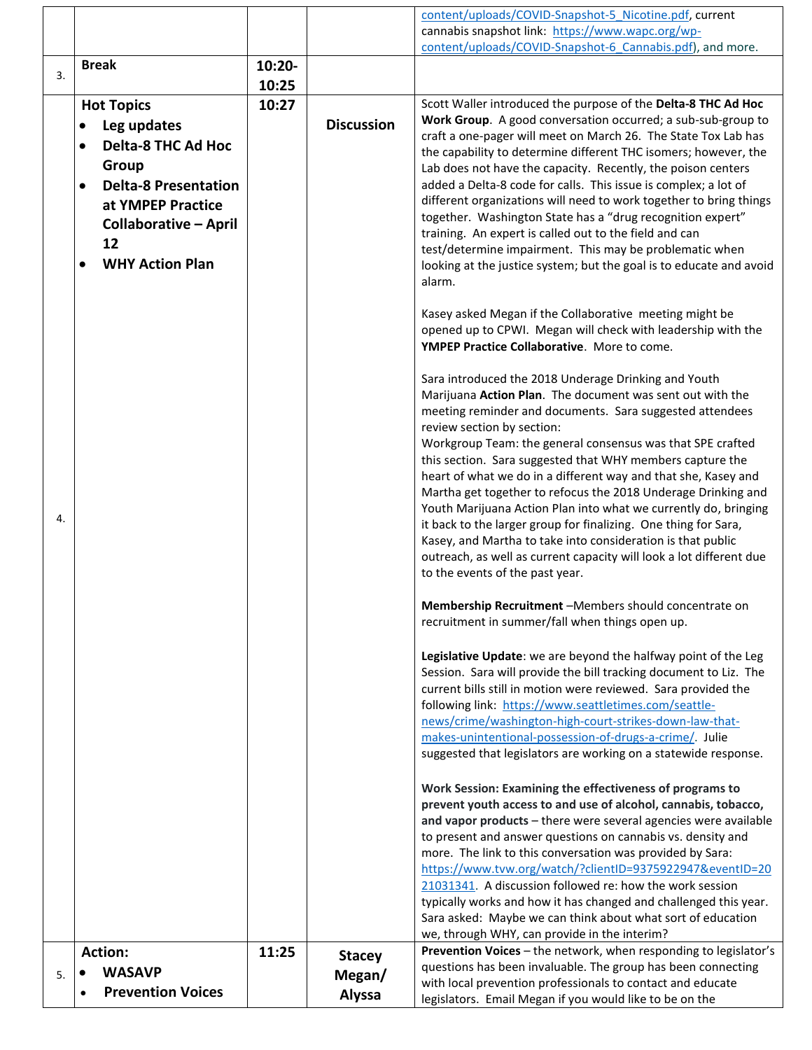| | | | | |
|---|---|---|---|---|
| | | | | content/uploads/COVID-Snapshot-5_Nicotine.pdf, current cannabis snapshot link: https://www.wapc.org/wp-content/uploads/COVID-Snapshot-6_Cannabis.pdf), and more. |
| 3. | **Break** | **10:20-10:25** | | |
| 4. | **Hot Topics**<br>• **Leg updates**<br>• **Delta-8 THC Ad Hoc Group**<br>• **Delta-8 Presentation at YMPEP Practice Collaborative – April 12**<br>• **WHY Action Plan** | **10:27** | **Discussion** | Scott Waller introduced the purpose of the **Delta-8 THC Ad Hoc Work Group**. A good conversation occurred; a sub-sub-group to craft a one-pager will meet on March 26. The State Tox Lab has the capability to determine different THC isomers; however, the Lab does not have the capacity. Recently, the poison centers added a Delta-8 code for calls. This issue is complex; a lot of different organizations will need to work together to bring things together. Washington State has a "drug recognition expert" training. An expert is called out to the field and can test/determine impairment. This may be problematic when looking at the justice system; but the goal is to educate and avoid alarm.<br><br>Kasey asked Megan if the Collaborative meeting might be opened up to CPWI. Megan will check with leadership with the **YMPEP Practice Collaborative**. More to come.<br><br>Sara introduced the 2018 Underage Drinking and Youth Marijuana **Action Plan**. The document was sent out with the meeting reminder and documents. Sara suggested attendees review section by section:<br>Workgroup Team: the general consensus was that SPE crafted this section. Sara suggested that WHY members capture the heart of what we do in a different way and that she, Kasey and Martha get together to refocus the 2018 Underage Drinking and Youth Marijuana Action Plan into what we currently do, bringing it back to the larger group for finalizing. One thing for Sara, Kasey, and Martha to take into consideration is that public outreach, as well as current capacity will look a lot different due to the events of the past year.<br><br>**Membership Recruitment** –Members should concentrate on recruitment in summer/fall when things open up.<br><br>**Legislative Update**: we are beyond the halfway point of the Leg Session. Sara will provide the bill tracking document to Liz. The current bills still in motion were reviewed. Sara provided the following link: https://www.seattletimes.com/seattle-news/crime/washington-high-court-strikes-down-law-that-makes-unintentional-possession-of-drugs-a-crime/. Julie suggested that legislators are working on a statewide response.<br><br>**Work Session: Examining the effectiveness of programs to prevent youth access to and use of alcohol, cannabis, tobacco, and vapor products** – there were several agencies were available to present and answer questions on cannabis vs. density and more. The link to this conversation was provided by Sara: https://www.tvw.org/watch/?clientID=9375922947&eventID=2021031341. A discussion followed re: how the work session typically works and how it has changed and challenged this year. Sara asked: Maybe we can think about what sort of education we, through WHY, can provide in the interim? |
| 5. | **Action:**<br>• **WASAVP**<br>• **Prevention Voices** | **11:25** | **Stacey**<br>**Megan/ Alyssa** | **Prevention Voices** – the network, when responding to legislator's questions has been invaluable. The group has been connecting with local prevention professionals to contact and educate legislators. Email Megan if you would like to be on the |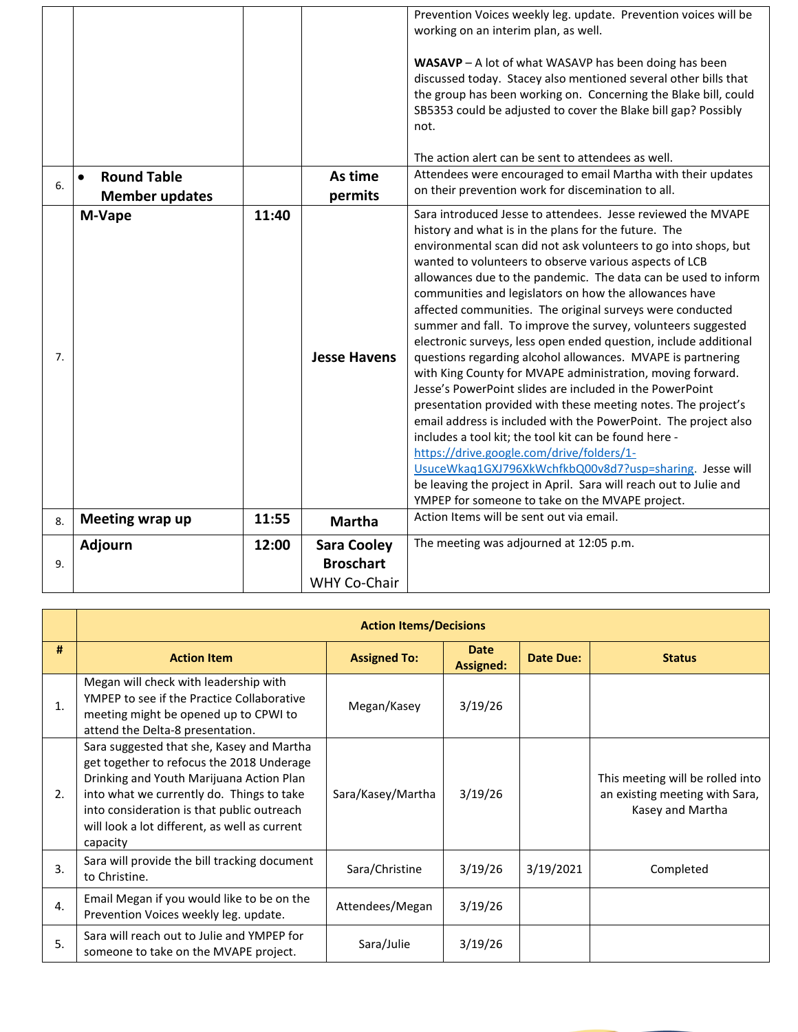| | | | | |
|---|---|---|---|---|
| | | | | Prevention Voices weekly leg. update. Prevention voices will be working on an interim plan, as well.<br><br>**WASAVP** – A lot of what WASAVP has been doing has been discussed today. Stacey also mentioned several other bills that the group has been working on. Concerning the Blake bill, could SB5353 could be adjusted to cover the Blake bill gap? Possibly not.<br><br>The action alert can be sent to attendees as well. |
| 6. | • **Round Table Member updates** | | **As time permits** | Attendees were encouraged to email Martha with their updates on their prevention work for discemination to all. |
| 7. | **M-Vape** | **11:40** | **Jesse Havens** | Sara introduced Jesse to attendees. Jesse reviewed the MVAPE history and what is in the plans for the future. The environmental scan did not ask volunteers to go into shops, but wanted to volunteers to observe various aspects of LCB allowances due to the pandemic. The data can be used to inform communities and legislators on how the allowances have affected communities. The original surveys were conducted summer and fall. To improve the survey, volunteers suggested electronic surveys, less open ended question, include additional questions regarding alcohol allowances. MVAPE is partnering with King County for MVAPE administration, moving forward. Jesse's PowerPoint slides are included in the PowerPoint presentation provided with these meeting notes. The project's email address is included with the PowerPoint. The project also includes a tool kit; the tool kit can be found here - https://drive.google.com/drive/folders/1-UsuceWkaq1GXJ796XkWchfkbQ00v8d7?usp=sharing. Jesse will be leaving the project in April. Sara will reach out to Julie and YMPEP for someone to take on the MVAPE project. |
| 8. | **Meeting wrap up** | **11:55** | **Martha** | Action Items will be sent out via email. |
| 9. | **Adjourn** | **12:00** | **Sara Cooley Broschart**<br>WHY Co-Chair | The meeting was adjourned at 12:05 p.m. |

| | **Action Items/Decisions** | | | | |
|---|---|---|---|---|---|
| **#** | **Action Item** | **Assigned To:** | **Date Assigned:** | **Date Due:** | **Status** |
| 1. | Megan will check with leadership with YMPEP to see if the Practice Collaborative meeting might be opened up to CPWI to attend the Delta-8 presentation. | Megan/Kasey | 3/19/26 | | |
| 2. | Sara suggested that she, Kasey and Martha get together to refocus the 2018 Underage Drinking and Youth Marijuana Action Plan into what we currently do. Things to take into consideration is that public outreach will look a lot different, as well as current capacity | Sara/Kasey/Martha | 3/19/26 | | This meeting will be rolled into an existing meeting with Sara, Kasey and Martha |
| 3. | Sara will provide the bill tracking document to Christine. | Sara/Christine | 3/19/26 | 3/19/2021 | Completed |
| 4. | Email Megan if you would like to be on the Prevention Voices weekly leg. update. | Attendees/Megan | 3/19/26 | | |
| 5. | Sara will reach out to Julie and YMPEP for someone to take on the MVAPE project. | Sara/Julie | 3/19/26 | | |